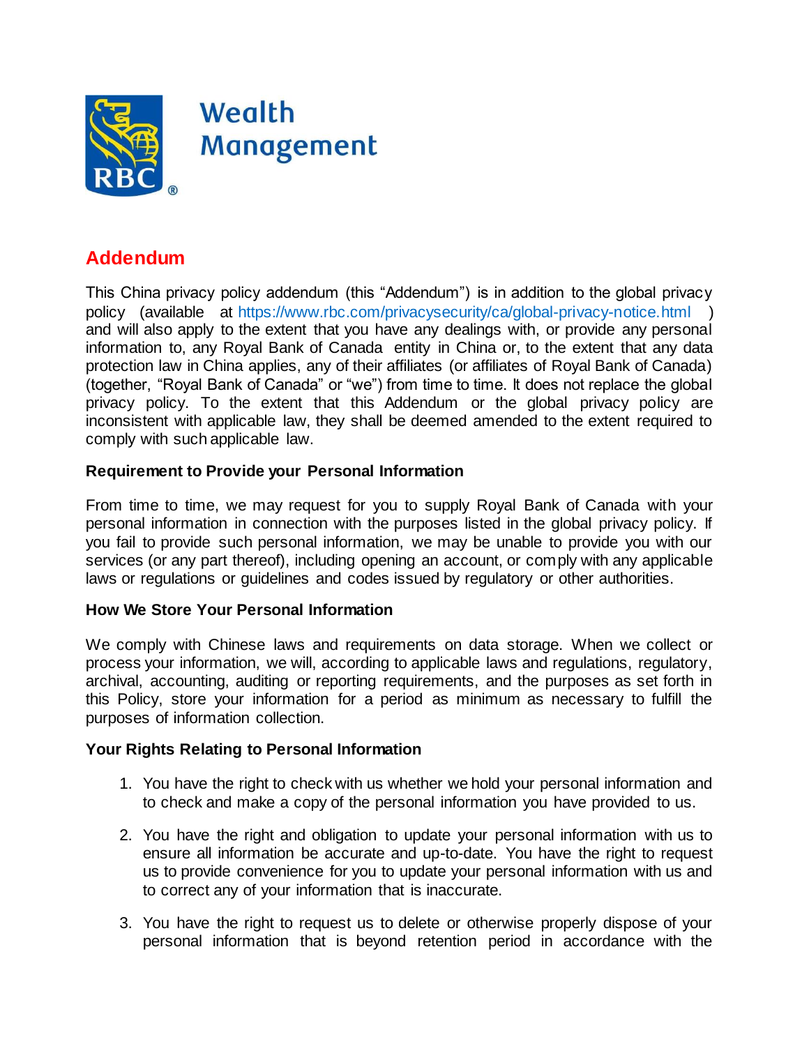Wealth Management

# Addendum

This China privacy policy addendum (this "Addendum") is in addition to the global privacy policy (available at https://www.rbc.com/privacysecurity/ca/global-privacy-notice.html ) and will also apply to the extent that you have any dealings with, or provide any personal information to, any Royal Bank of Canada entity in China or, to the extent that any data protection law in China applies, any of their affiliates (or affiliates of Royal Bank of Canada) (together, "Royal Bank of Canada" or "we") from time to time. It does not replace the global privacy policy. To the extent that this Addendum or the global privacy policy are inconsistent with applicable law, they shall be deemed amended to the extent required to comply with such applicable law.

### Requirement to Provide your Personal Information

From time to time, we may request for you to supply Royal Bank of Canada with your personal information in connection with the purposes listed in the global privacy policy. If you fail to provide such personal information, we may be unable to provide you with our services (or any part thereof), including opening an account, or comply with any applicable laws or regulations or guidelines and codes issued by regulatory or other authorities.

### How We Store Your Personal Information

We comply with Chinese laws and requirements on data storage. When we collect or process your information, we will, according to applicable laws and regulations, regulatory, archival, accounting, auditing or reporting requirements, and the purposes as set forth in this Policy, store your information for a period as minimum as necessary to fulfill the purposes of information collection.

### Your Rights Relating to Personal Information

1. You have the right to check with us whether we hold your personal information and to check and make a copy of the personal information you have provided to us.

2. You have the right and obligation to update your personal information with us to ensure all information be accurate and up-to-date. You have the right to request us to provide convenience for you to update your personal information with us and to correct any of your information that is inaccurate.

3. You have the right to request us to delete or otherwise properly dispose of your personal information that is beyond retention period in accordance with the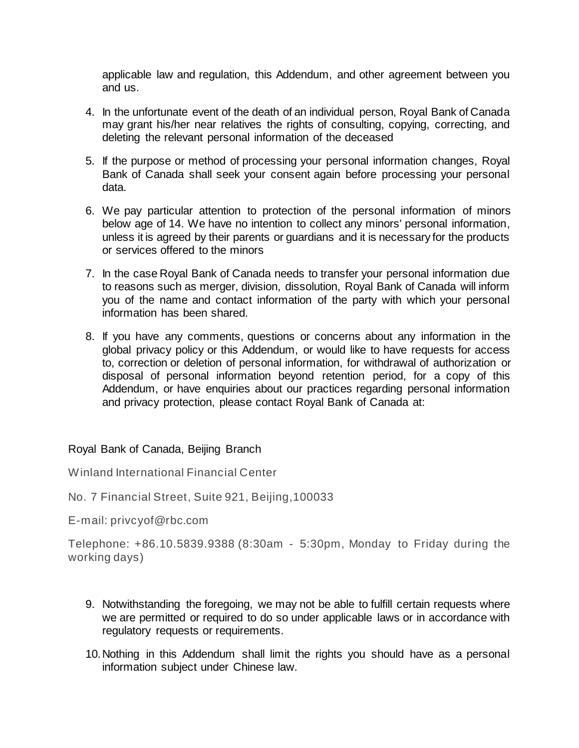applicable law and regulation, this Addendum, and other agreement between you and us.

4. In the unfortunate event of the death of an individual person, Royal Bank of Canada may grant his/her near relatives the rights of consulting, copying, correcting, and deleting the relevant personal information of the deceased

5. If the purpose or method of processing your personal information changes, Royal Bank of Canada shall seek your consent again before processing your personal data.

6. We pay particular attention to protection of the personal information of minors below age of 14. We have no intention to collect any minors' personal information, unless it is agreed by their parents or guardians and it is necessary for the products or services offered to the minors

7. In the case Royal Bank of Canada needs to transfer your personal information due to reasons such as merger, division, dissolution, Royal Bank of Canada will inform you of the name and contact information of the party with which your personal information has been shared.

8. If you have any comments, questions or concerns about any information in the global privacy policy or this Addendum, or would like to have requests for access to, correction or deletion of personal information, for withdrawal of authorization or disposal of personal information beyond retention period, for a copy of this Addendum, or have enquiries about our practices regarding personal information and privacy protection, please contact Royal Bank of Canada at:

Royal Bank of Canada, Beijing Branch

Winland International Financial Center

No. 7 Financial Street, Suite 921, Beijing,100033

E-mail: privcyof@rbc.com

Telephone: +86.10.5839.9388 (8:30am - 5:30pm, Monday to Friday during the working days)

9. Notwithstanding the foregoing, we may not be able to fulfill certain requests where we are permitted or required to do so under applicable laws or in accordance with regulatory requests or requirements.

10. Nothing in this Addendum shall limit the rights you should have as a personal information subject under Chinese law.